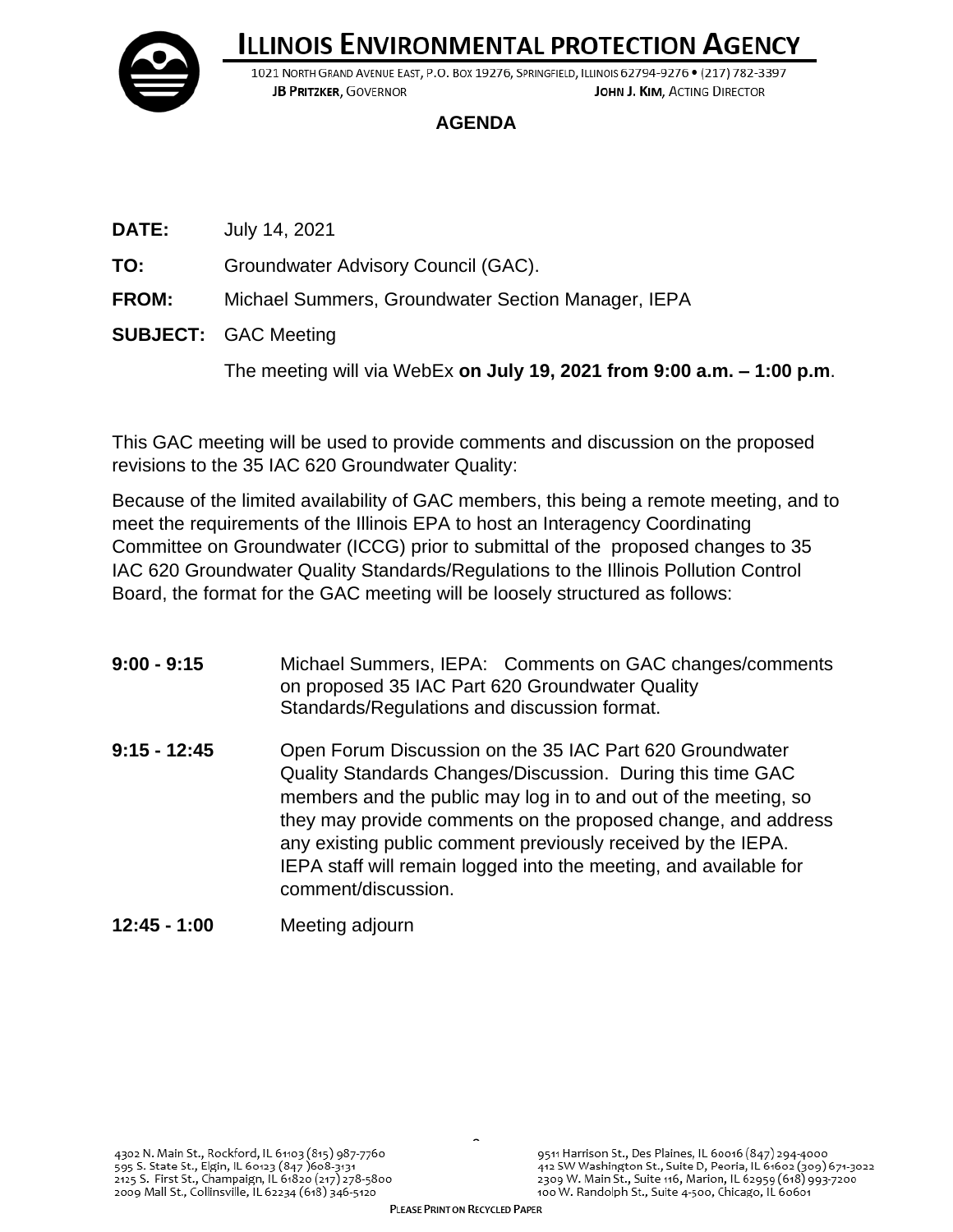# ILLINOIS ENVIRONMENTAL PROTECTION AGENCY

1021 NORTH GRAND AVENUE EAST, P.O. BOX 19276, SPRINGFIELD, ILLINOIS 62794-9276 • (217) 782-3397

**JB PRITZKER**, GOVERNOR **JOHN J. KIM**, ACTING DIRECTOR

## AGENDA

**DATE:** July 14, 2021

**TO:** Groundwater Advisory Council (GAC).

**FROM:** Michael Summers, Groundwater Section Manager, IEPA

**SUBJECT:** GAC Meeting

The meeting will via WebEx **on July 19, 2021 from 9:00 a.m. – 1:00 p.m**.

This GAC meeting will be used to provide comments and discussion on the proposed revisions to the 35 IAC 620 Groundwater Quality:

Because of the limited availability of GAC members, this being a remote meeting, and to meet the requirements of the Illinois EPA to host an Interagency Coordinating Committee on Groundwater (ICCG) prior to submittal of the proposed changes to 35 IAC 620 Groundwater Quality Standards/Regulations to the Illinois Pollution Control Board, the format for the GAC meeting will be loosely structured as follows:

**9:00 - 9:15** Michael Summers, IEPA: Comments on GAC changes/comments on proposed 35 IAC Part 620 Groundwater Quality Standards/Regulations and discussion format.

**9:15 - 12:45** Open Forum Discussion on the 35 IAC Part 620 Groundwater Quality Standards Changes/Discussion. During this time GAC members and the public may log in to and out of the meeting, so they may provide comments on the proposed change, and address any existing public comment previously received by the IEPA. IEPA staff will remain logged into the meeting, and available for comment/discussion.

**12:45 - 1:00** Meeting adjourn

4302 N. Main St., Rockford, IL 61103 (815) 987-7760
595 S. State St., Elgin, IL 60123 (847 )608-3131
2125 S. First St., Champaign, IL 61820 (217) 278-5800
2009 Mall St., Collinsville, IL 62234 (618) 346-5120

9511 Harrison St., Des Plaines, IL 60016 (847) 294-4000
412 SW Washington St., Suite D, Peoria, IL 61602 (309) 671-3022
2309 W. Main St., Suite 116, Marion, IL 62959 (618) 993-7200
100 W. Randolph St., Suite 4-500, Chicago, IL 60601

PLEASE PRINT ON RECYCLED PAPER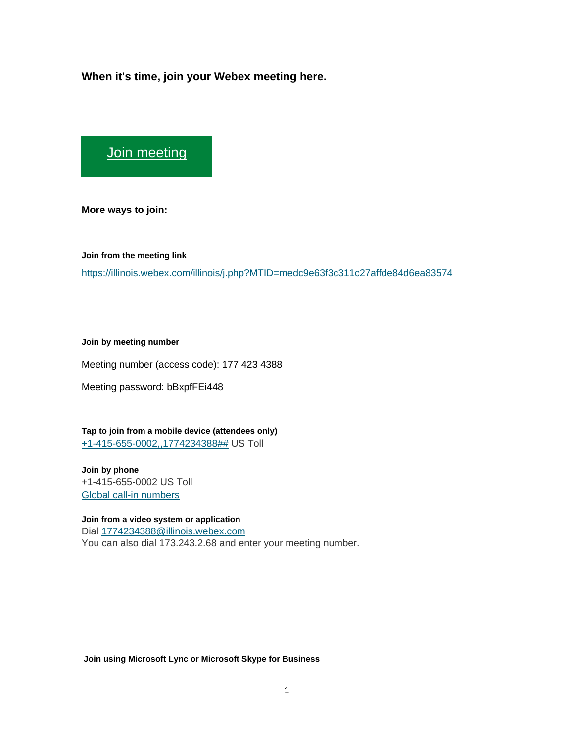**When it's time, join your Webex meeting here.**

[Join meeting](#)

**More ways to join:**

**Join from the meeting link**

https://illinois.webex.com/illinois/j.php?MTID=medc9e63f3c311c27affde84d6ea83574

**Join by meeting number**

Meeting number (access code): 177 423 4388

Meeting password: bBxpfFEi448

**Tap to join from a mobile device (attendees only)**
+1-415-655-0002,,1774234388## US Toll

**Join by phone**
+1-415-655-0002 US Toll
Global call-in numbers

**Join from a video system or application**
Dial 1774234388@illinois.webex.com
You can also dial 173.243.2.68 and enter your meeting number.

**Join using Microsoft Lync or Microsoft Skype for Business**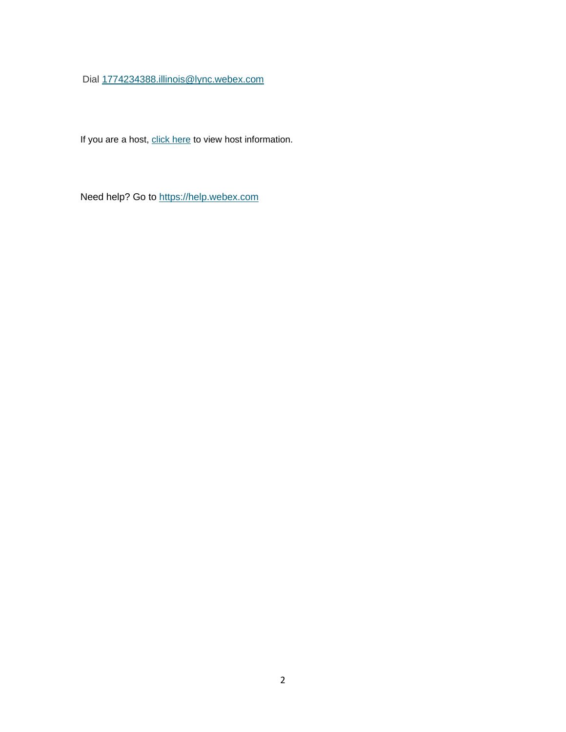Dial 1774234388.illinois@lync.webex.com

If you are a host, click here to view host information.

Need help? Go to https://help.webex.com